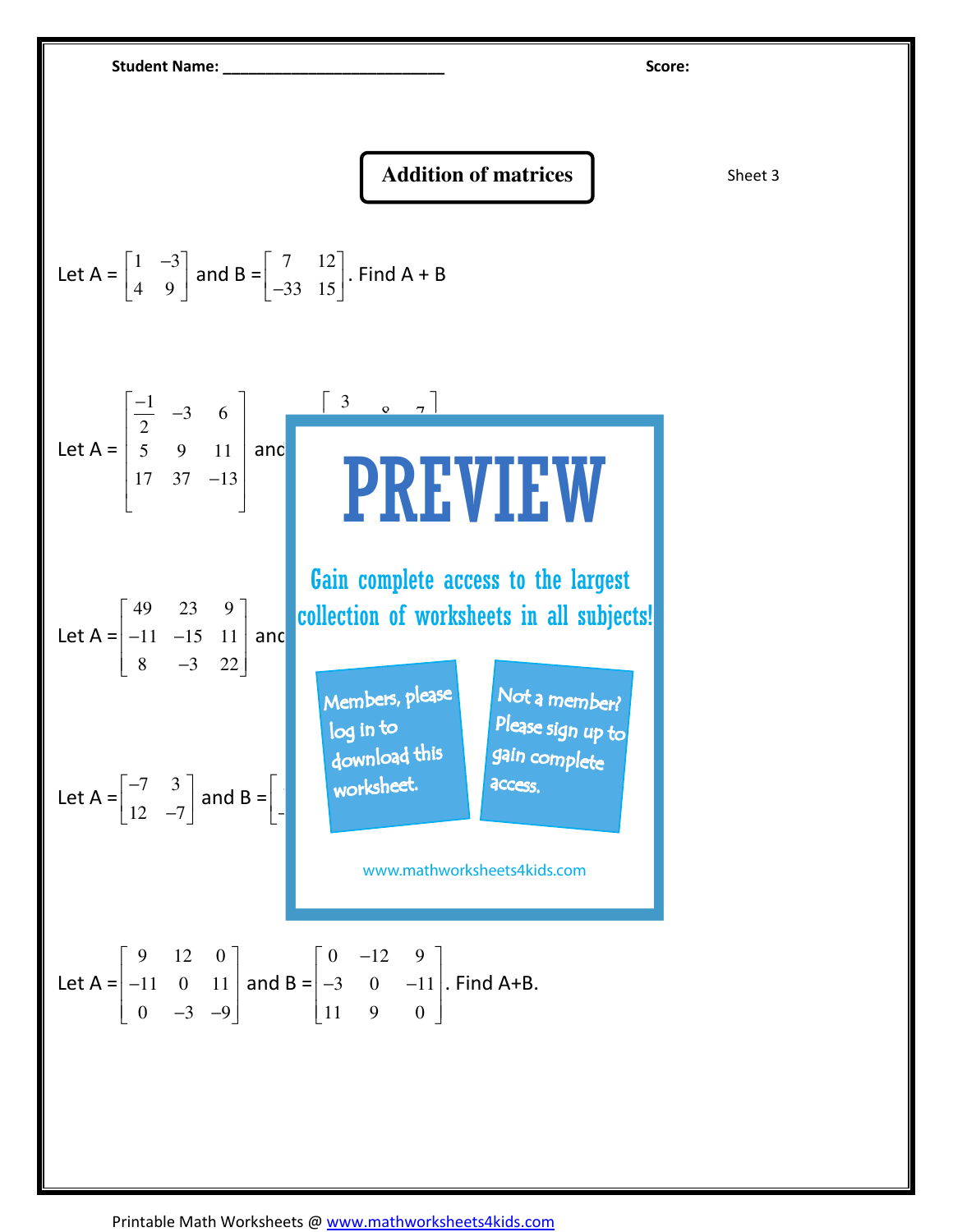Student Name: ___________________________ Score:

# Addition of matrices

Sheet 3

Let A = $\begin{bmatrix} 1 & -3 \\ 4 & 9 \end{bmatrix}$ and B = $\begin{bmatrix} 7 & 12 \\ -33 & 15 \end{bmatrix}$. Find A + B

Let A = $\begin{bmatrix} \frac{-1}{2} & -3 & 6 \\ 5 & 9 & 11 \\ 17 & 37 & -13 \end{bmatrix}$ and

Let A = $\begin{bmatrix} 49 & 23 & 9 \\ -11 & -15 & 11 \\ 8 & -3 & 22 \end{bmatrix}$ and

Let A = $\begin{bmatrix} -7 & 3 \\ 12 & -7 \end{bmatrix}$ and B =

PREVIEW

Gain complete access to the largest collection of worksheets in all subjects!

Members, please log in to download this worksheet.

Not a member? Please sign up to gain complete access.

www.mathworksheets4kids.com

Let A = $\begin{bmatrix} 9 & 12 & 0 \\ -11 & 0 & 11 \\ 0 & -3 & -9 \end{bmatrix}$ and B = $\begin{bmatrix} 0 & -12 & 9 \\ -3 & 0 & -11 \\ 11 & 9 & 0 \end{bmatrix}$. Find A+B.

Printable Math Worksheets @ www.mathworksheets4kids.com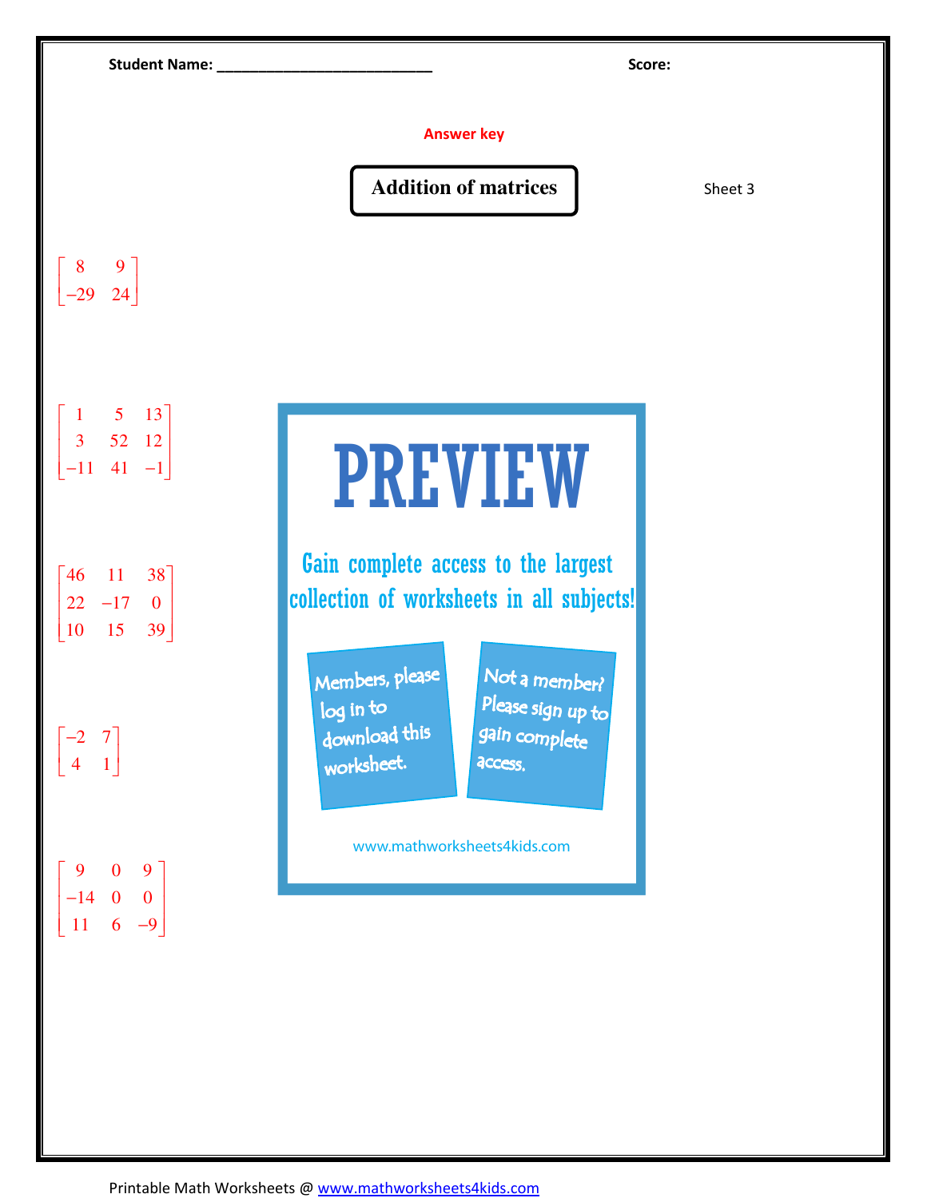Student Name: ___________________________ Score:

Answer key

# Addition of matrices

Sheet 3

$$\begin{bmatrix} 8 & 9 \\ -29 & 24 \end{bmatrix}$$

$$\begin{bmatrix} 1 & 5 & 13 \\ 3 & 52 & 12 \\ -11 & 41 & -1 \end{bmatrix}$$

$$\begin{bmatrix} 46 & 11 & 38 \\ 22 & -17 & 0 \\ 10 & 15 & 39 \end{bmatrix}$$

$$\begin{bmatrix} -2 & 7 \\ 4 & 1 \end{bmatrix}$$

$$\begin{bmatrix} 9 & 0 & 9 \\ -14 & 0 & 0 \\ 11 & 6 & -9 \end{bmatrix}$$

PREVIEW

Gain complete access to the largest collection of worksheets in all subjects!

Members, please log in to download this worksheet.

Not a member? Please sign up to gain complete access.

www.mathworksheets4kids.com

Printable Math Worksheets @ www.mathworksheets4kids.com